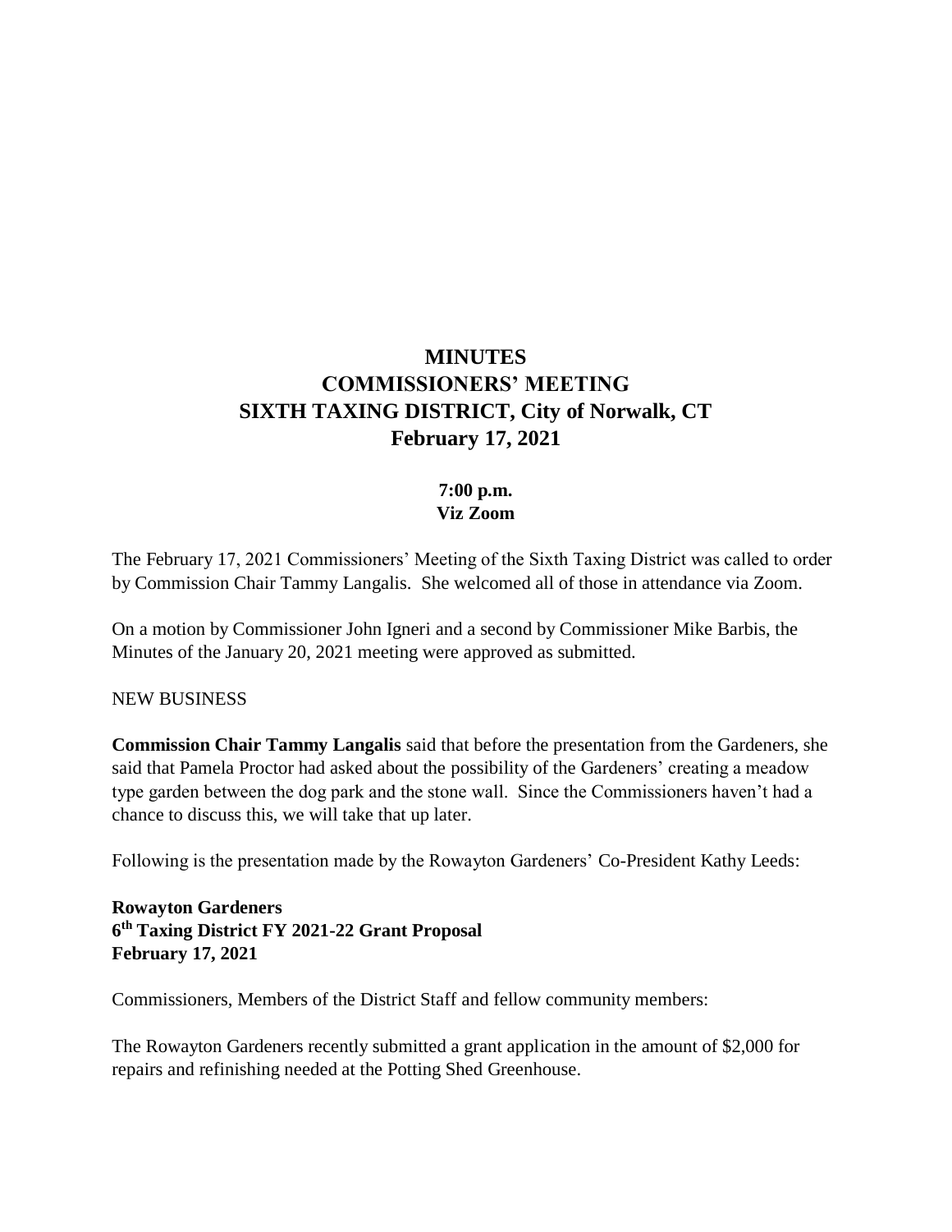# MINUTES
# COMMISSIONERS' MEETING
# SIXTH TAXING DISTRICT, City of Norwalk, CT
# February 17, 2021

**7:00 p.m.**
**Viz Zoom**

The February 17, 2021 Commissioners' Meeting of the Sixth Taxing District was called to order by Commission Chair Tammy Langalis. She welcomed all of those in attendance via Zoom.

On a motion by Commissioner John Igneri and a second by Commissioner Mike Barbis, the Minutes of the January 20, 2021 meeting were approved as submitted.

NEW BUSINESS

**Commission Chair Tammy Langalis** said that before the presentation from the Gardeners, she said that Pamela Proctor had asked about the possibility of the Gardeners' creating a meadow type garden between the dog park and the stone wall. Since the Commissioners haven't had a chance to discuss this, we will take that up later.

Following is the presentation made by the Rowayton Gardeners' Co-President Kathy Leeds:

**Rowayton Gardeners**
**6th Taxing District FY 2021-22 Grant Proposal**
**February 17, 2021**

Commissioners, Members of the District Staff and fellow community members:

The Rowayton Gardeners recently submitted a grant application in the amount of $2,000 for repairs and refinishing needed at the Potting Shed Greenhouse.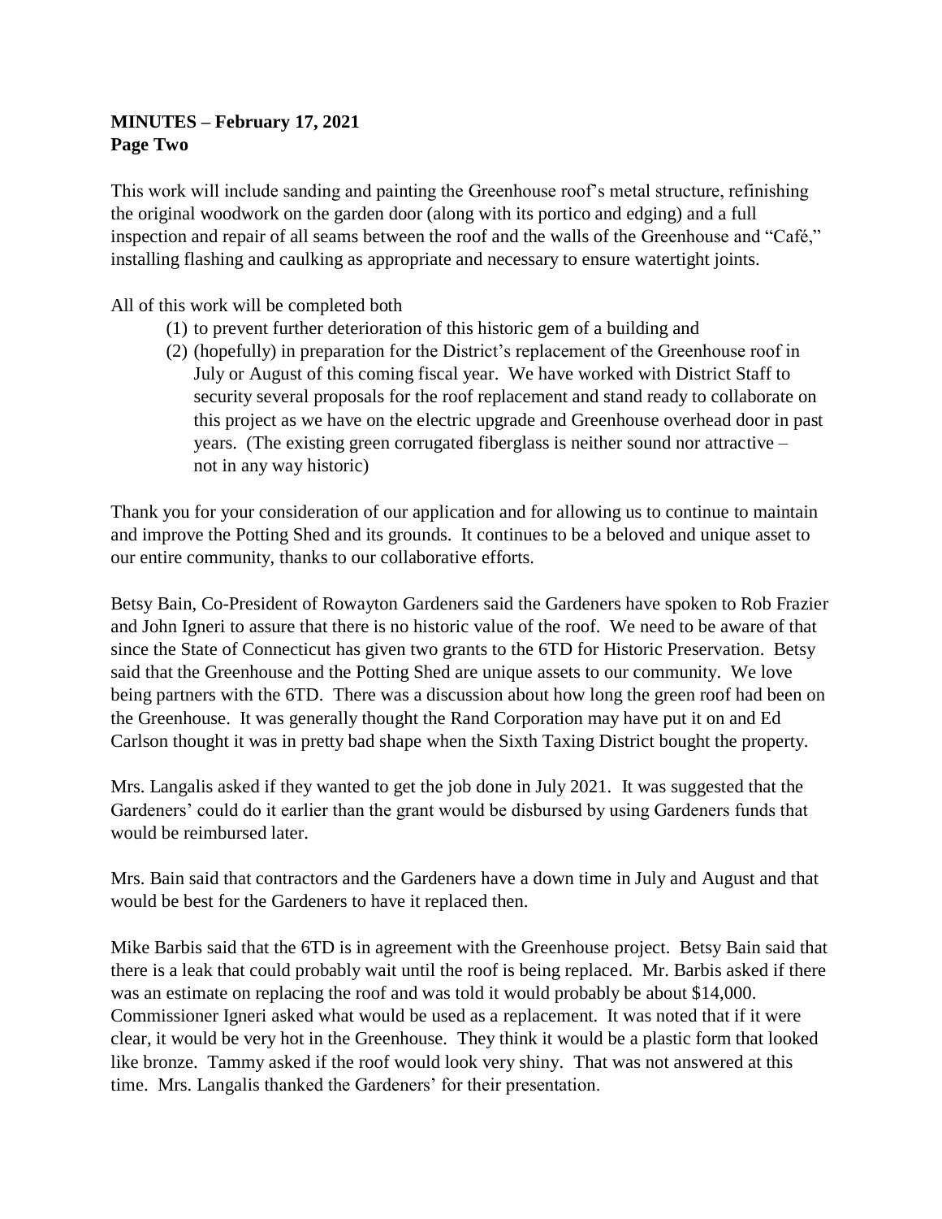**MINUTES – February 17, 2021**
**Page Two**

This work will include sanding and painting the Greenhouse roof's metal structure, refinishing the original woodwork on the garden door (along with its portico and edging) and a full inspection and repair of all seams between the roof and the walls of the Greenhouse and "Café," installing flashing and caulking as appropriate and necessary to ensure watertight joints.

All of this work will be completed both

(1) to prevent further deterioration of this historic gem of a building and
(2) (hopefully) in preparation for the District's replacement of the Greenhouse roof in July or August of this coming fiscal year. We have worked with District Staff to security several proposals for the roof replacement and stand ready to collaborate on this project as we have on the electric upgrade and Greenhouse overhead door in past years. (The existing green corrugated fiberglass is neither sound nor attractive – not in any way historic)

Thank you for your consideration of our application and for allowing us to continue to maintain and improve the Potting Shed and its grounds. It continues to be a beloved and unique asset to our entire community, thanks to our collaborative efforts.

Betsy Bain, Co-President of Rowayton Gardeners said the Gardeners have spoken to Rob Frazier and John Igneri to assure that there is no historic value of the roof. We need to be aware of that since the State of Connecticut has given two grants to the 6TD for Historic Preservation. Betsy said that the Greenhouse and the Potting Shed are unique assets to our community. We love being partners with the 6TD. There was a discussion about how long the green roof had been on the Greenhouse. It was generally thought the Rand Corporation may have put it on and Ed Carlson thought it was in pretty bad shape when the Sixth Taxing District bought the property.

Mrs. Langalis asked if they wanted to get the job done in July 2021. It was suggested that the Gardeners' could do it earlier than the grant would be disbursed by using Gardeners funds that would be reimbursed later.

Mrs. Bain said that contractors and the Gardeners have a down time in July and August and that would be best for the Gardeners to have it replaced then.

Mike Barbis said that the 6TD is in agreement with the Greenhouse project. Betsy Bain said that there is a leak that could probably wait until the roof is being replaced. Mr. Barbis asked if there was an estimate on replacing the roof and was told it would probably be about $14,000. Commissioner Igneri asked what would be used as a replacement. It was noted that if it were clear, it would be very hot in the Greenhouse. They think it would be a plastic form that looked like bronze. Tammy asked if the roof would look very shiny. That was not answered at this time. Mrs. Langalis thanked the Gardeners' for their presentation.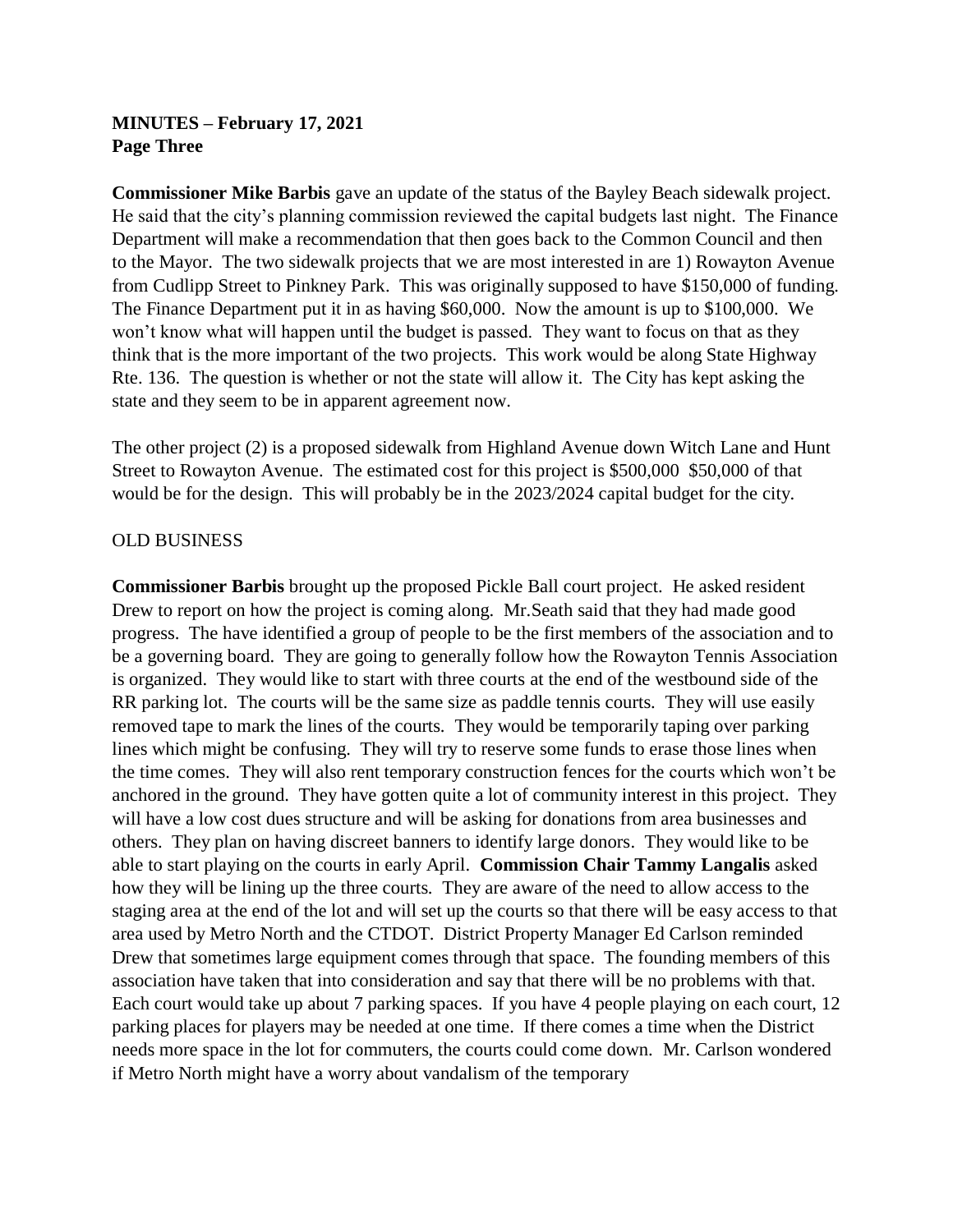**MINUTES – February 17, 2021**
**Page Three**

**Commissioner Mike Barbis** gave an update of the status of the Bayley Beach sidewalk project. He said that the city's planning commission reviewed the capital budgets last night. The Finance Department will make a recommendation that then goes back to the Common Council and then to the Mayor. The two sidewalk projects that we are most interested in are 1) Rowayton Avenue from Cudlipp Street to Pinkney Park. This was originally supposed to have $150,000 of funding. The Finance Department put it in as having $60,000. Now the amount is up to $100,000. We won't know what will happen until the budget is passed. They want to focus on that as they think that is the more important of the two projects. This work would be along State Highway Rte. 136. The question is whether or not the state will allow it. The City has kept asking the state and they seem to be in apparent agreement now.

The other project (2) is a proposed sidewalk from Highland Avenue down Witch Lane and Hunt Street to Rowayton Avenue. The estimated cost for this project is $500,000 $50,000 of that would be for the design. This will probably be in the 2023/2024 capital budget for the city.

OLD BUSINESS

**Commissioner Barbis** brought up the proposed Pickle Ball court project. He asked resident Drew to report on how the project is coming along. Mr.Seath said that they had made good progress. The have identified a group of people to be the first members of the association and to be a governing board. They are going to generally follow how the Rowayton Tennis Association is organized. They would like to start with three courts at the end of the westbound side of the RR parking lot. The courts will be the same size as paddle tennis courts. They will use easily removed tape to mark the lines of the courts. They would be temporarily taping over parking lines which might be confusing. They will try to reserve some funds to erase those lines when the time comes. They will also rent temporary construction fences for the courts which won't be anchored in the ground. They have gotten quite a lot of community interest in this project. They will have a low cost dues structure and will be asking for donations from area businesses and others. They plan on having discreet banners to identify large donors. They would like to be able to start playing on the courts in early April. **Commission Chair Tammy Langalis** asked how they will be lining up the three courts. They are aware of the need to allow access to the staging area at the end of the lot and will set up the courts so that there will be easy access to that area used by Metro North and the CTDOT. District Property Manager Ed Carlson reminded Drew that sometimes large equipment comes through that space. The founding members of this association have taken that into consideration and say that there will be no problems with that. Each court would take up about 7 parking spaces. If you have 4 people playing on each court, 12 parking places for players may be needed at one time. If there comes a time when the District needs more space in the lot for commuters, the courts could come down. Mr. Carlson wondered if Metro North might have a worry about vandalism of the temporary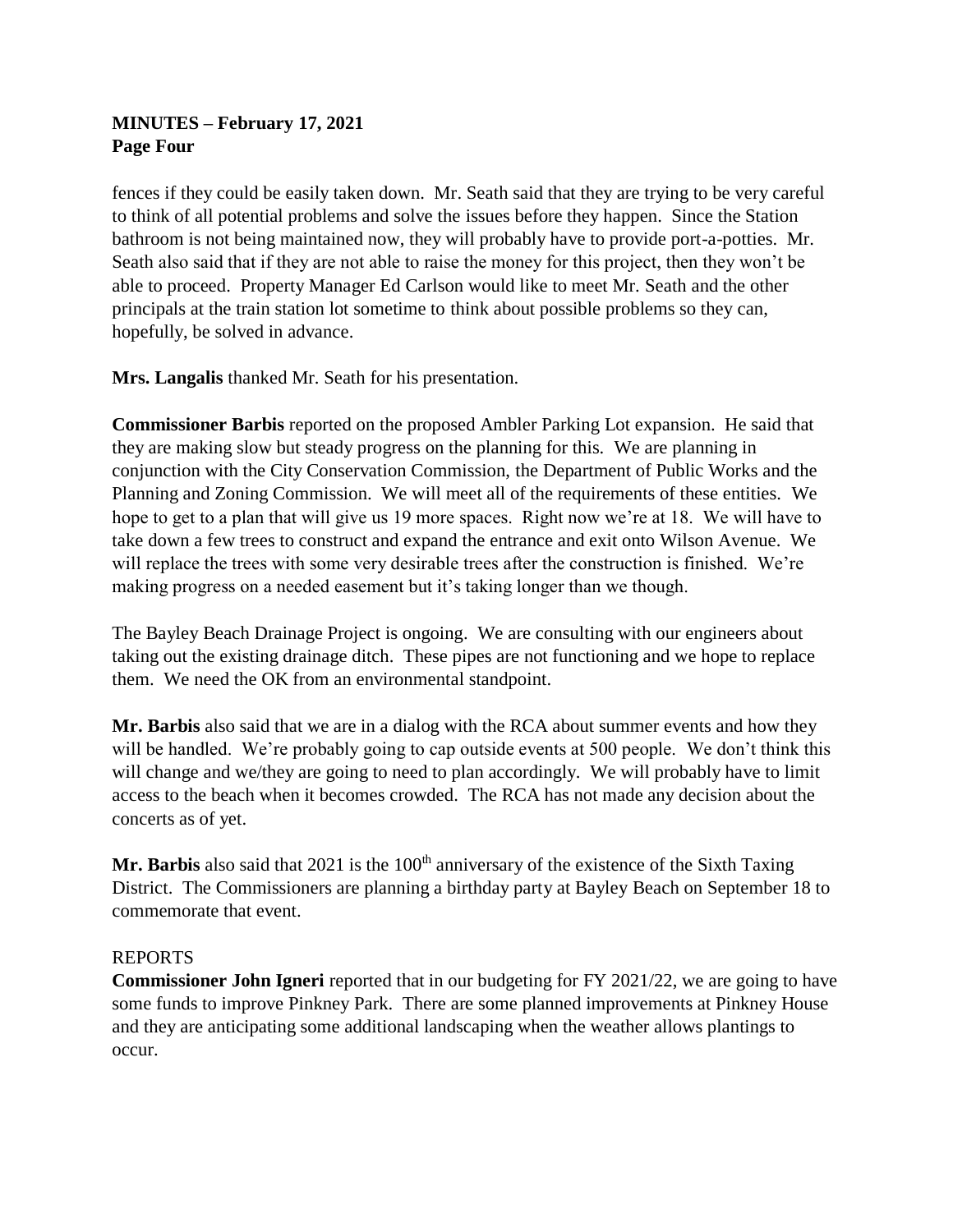fences if they could be easily taken down. Mr. Seath said that they are trying to be very careful to think of all potential problems and solve the issues before they happen. Since the Station bathroom is not being maintained now, they will probably have to provide port-a-potties. Mr. Seath also said that if they are not able to raise the money for this project, then they won't be able to proceed. Property Manager Ed Carlson would like to meet Mr. Seath and the other principals at the train station lot sometime to think about possible problems so they can, hopefully, be solved in advance.

**Mrs. Langalis** thanked Mr. Seath for his presentation.

**Commissioner Barbis** reported on the proposed Ambler Parking Lot expansion. He said that they are making slow but steady progress on the planning for this. We are planning in conjunction with the City Conservation Commission, the Department of Public Works and the Planning and Zoning Commission. We will meet all of the requirements of these entities. We hope to get to a plan that will give us 19 more spaces. Right now we're at 18. We will have to take down a few trees to construct and expand the entrance and exit onto Wilson Avenue. We will replace the trees with some very desirable trees after the construction is finished. We're making progress on a needed easement but it's taking longer than we though.

The Bayley Beach Drainage Project is ongoing. We are consulting with our engineers about taking out the existing drainage ditch. These pipes are not functioning and we hope to replace them. We need the OK from an environmental standpoint.

**Mr. Barbis** also said that we are in a dialog with the RCA about summer events and how they will be handled. We're probably going to cap outside events at 500 people. We don't think this will change and we/they are going to need to plan accordingly. We will probably have to limit access to the beach when it becomes crowded. The RCA has not made any decision about the concerts as of yet.

**Mr. Barbis** also said that 2021 is the 100th anniversary of the existence of the Sixth Taxing District. The Commissioners are planning a birthday party at Bayley Beach on September 18 to commemorate that event.

REPORTS

**Commissioner John Igneri** reported that in our budgeting for FY 2021/22, we are going to have some funds to improve Pinkney Park. There are some planned improvements at Pinkney House and they are anticipating some additional landscaping when the weather allows plantings to occur.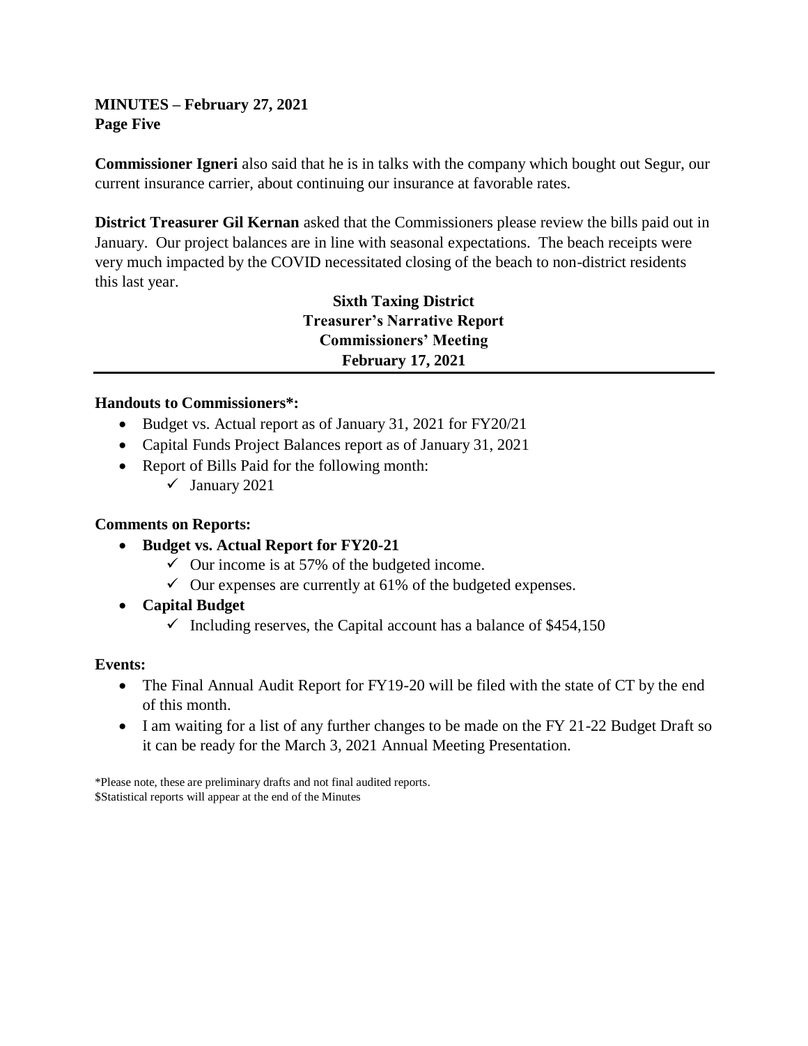**Commissioner Igneri** also said that he is in talks with the company which bought out Segur, our current insurance carrier, about continuing our insurance at favorable rates.

**District Treasurer Gil Kernan** asked that the Commissioners please review the bills paid out in January. Our project balances are in line with seasonal expectations. The beach receipts were very much impacted by the COVID necessitated closing of the beach to non-district residents this last year.

**Sixth Taxing District**
**Treasurer's Narrative Report**
**Commissioners' Meeting**
**February 17, 2021**

---

**Handouts to Commissioners*:**

- Budget vs. Actual report as of January 31, 2021 for FY20/21
- Capital Funds Project Balances report as of January 31, 2021
- Report of Bills Paid for the following month:
  - ✓ January 2021

**Comments on Reports:**

- **Budget vs. Actual Report for FY20-21**
  - ✓ Our income is at 57% of the budgeted income.
  - ✓ Our expenses are currently at 61% of the budgeted expenses.
- **Capital Budget**
  - ✓ Including reserves, the Capital account has a balance of $454,150

**Events:**

- The Final Annual Audit Report for FY19-20 will be filed with the state of CT by the end of this month.
- I am waiting for a list of any further changes to be made on the FY 21-22 Budget Draft so it can be ready for the March 3, 2021 Annual Meeting Presentation.

*Please note, these are preliminary drafts and not final audited reports.
$Statistical reports will appear at the end of the Minutes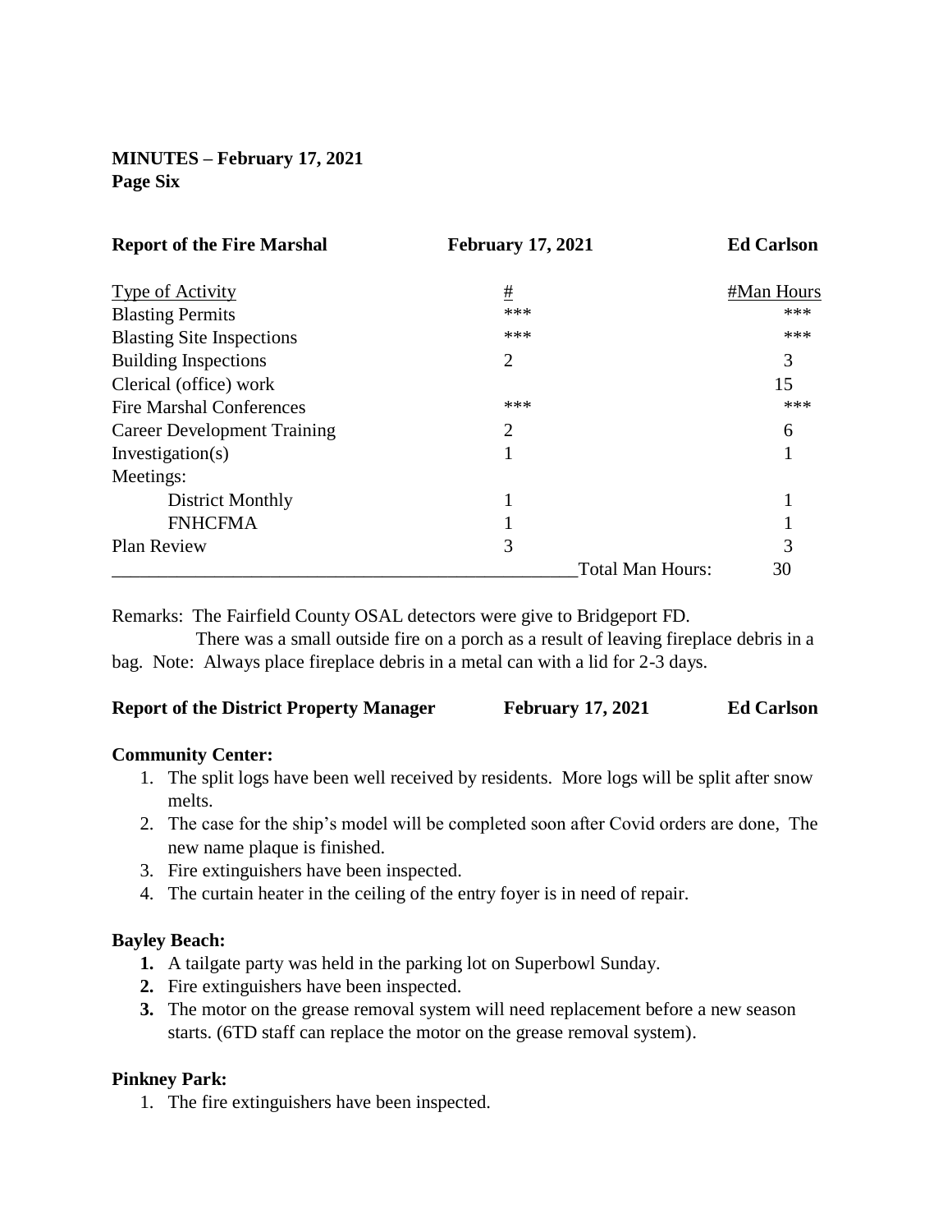**MINUTES – February 17, 2021**
**Page Six**

| **Report of the Fire Marshal** | **February 17, 2021** | **Ed Carlson** |
|---|---|---|
| Type of Activity | # | #Man Hours |
| Blasting Permits | *** | *** |
| Blasting Site Inspections | *** | *** |
| Building Inspections | 2 | 3 |
| Clerical (office) work | | 15 |
| Fire Marshal Conferences | *** | *** |
| Career Development Training | 2 | 6 |
| Investigation(s) | 1 | 1 |
| Meetings: | | |
| District Monthly | 1 | 1 |
| FNHCFMA | 1 | 1 |
| Plan Review | 3 | 3 |
| | Total Man Hours: | 30 |

Remarks: The Fairfield County OSAL detectors were give to Bridgeport FD.
There was a small outside fire on a porch as a result of leaving fireplace debris in a bag. Note: Always place fireplace debris in a metal can with a lid for 2-3 days.

**Report of the District Property Manager February 17, 2021 Ed Carlson**

**Community Center:**

1. The split logs have been well received by residents. More logs will be split after snow melts.
2. The case for the ship's model will be completed soon after Covid orders are done, The new name plaque is finished.
3. Fire extinguishers have been inspected.
4. The curtain heater in the ceiling of the entry foyer is in need of repair.

**Bayley Beach:**

1. A tailgate party was held in the parking lot on Superbowl Sunday.
2. Fire extinguishers have been inspected.
3. The motor on the grease removal system will need replacement before a new season starts. (6TD staff can replace the motor on the grease removal system).

**Pinkney Park:**

1. The fire extinguishers have been inspected.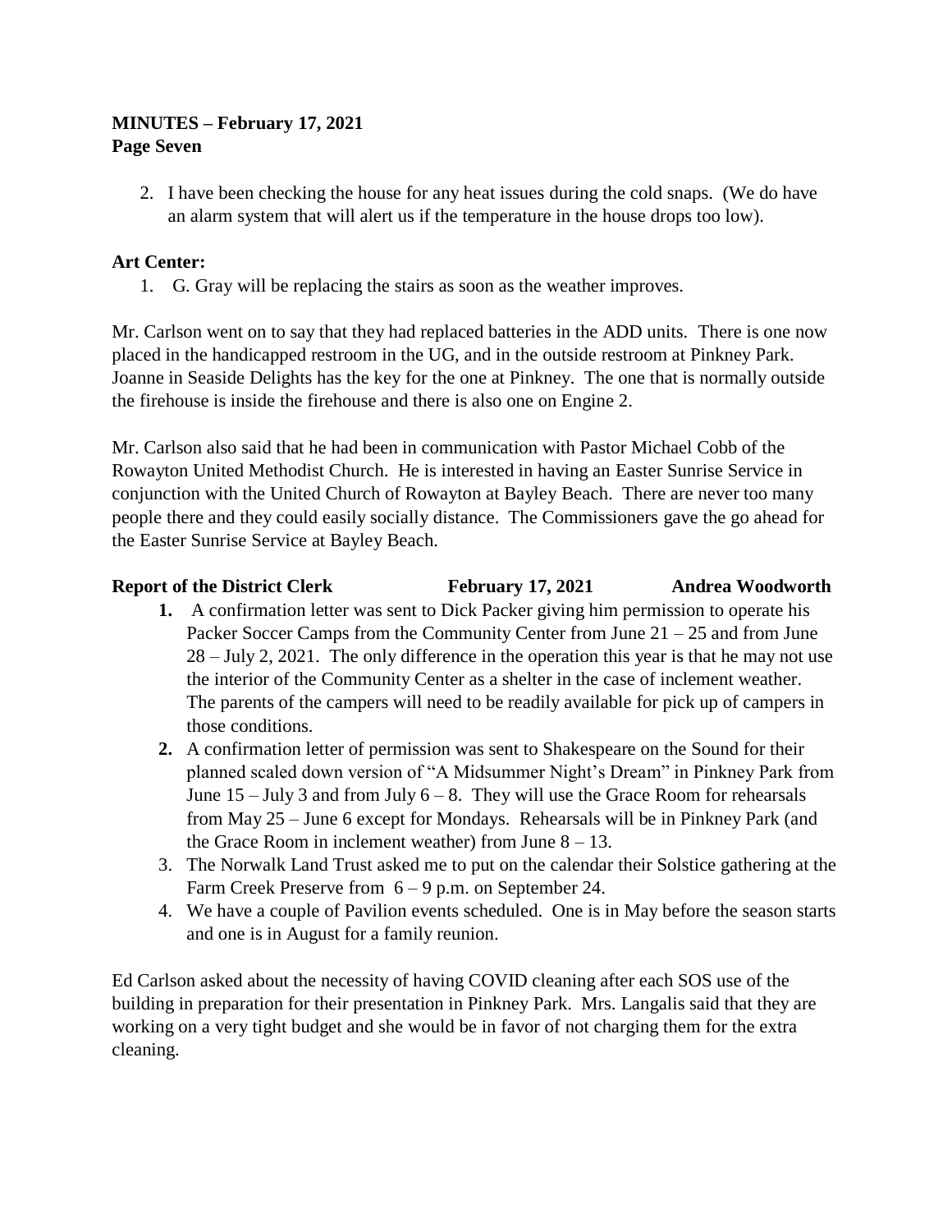**MINUTES – February 17, 2021**
**Page Seven**

2. I have been checking the house for any heat issues during the cold snaps. (We do have an alarm system that will alert us if the temperature in the house drops too low).

**Art Center:**

1. G. Gray will be replacing the stairs as soon as the weather improves.

Mr. Carlson went on to say that they had replaced batteries in the ADD units. There is one now placed in the handicapped restroom in the UG, and in the outside restroom at Pinkney Park. Joanne in Seaside Delights has the key for the one at Pinkney. The one that is normally outside the firehouse is inside the firehouse and there is also one on Engine 2.

Mr. Carlson also said that he had been in communication with Pastor Michael Cobb of the Rowayton United Methodist Church. He is interested in having an Easter Sunrise Service in conjunction with the United Church of Rowayton at Bayley Beach. There are never too many people there and they could easily socially distance. The Commissioners gave the go ahead for the Easter Sunrise Service at Bayley Beach.

**Report of the District Clerk February 17, 2021 Andrea Woodworth**

1. A confirmation letter was sent to Dick Packer giving him permission to operate his Packer Soccer Camps from the Community Center from June 21 – 25 and from June 28 – July 2, 2021. The only difference in the operation this year is that he may not use the interior of the Community Center as a shelter in the case of inclement weather. The parents of the campers will need to be readily available for pick up of campers in those conditions.
2. A confirmation letter of permission was sent to Shakespeare on the Sound for their planned scaled down version of "A Midsummer Night's Dream" in Pinkney Park from June 15 – July 3 and from July 6 – 8. They will use the Grace Room for rehearsals from May 25 – June 6 except for Mondays. Rehearsals will be in Pinkney Park (and the Grace Room in inclement weather) from June 8 – 13.
3. The Norwalk Land Trust asked me to put on the calendar their Solstice gathering at the Farm Creek Preserve from 6 – 9 p.m. on September 24.
4. We have a couple of Pavilion events scheduled. One is in May before the season starts and one is in August for a family reunion.

Ed Carlson asked about the necessity of having COVID cleaning after each SOS use of the building in preparation for their presentation in Pinkney Park. Mrs. Langalis said that they are working on a very tight budget and she would be in favor of not charging them for the extra cleaning.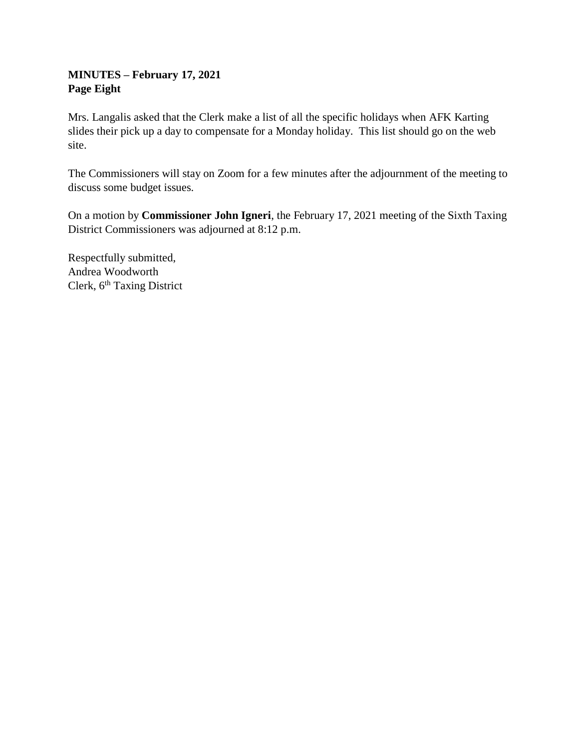**MINUTES – February 17, 2021**
**Page Eight**

Mrs. Langalis asked that the Clerk make a list of all the specific holidays when AFK Karting slides their pick up a day to compensate for a Monday holiday. This list should go on the web site.

The Commissioners will stay on Zoom for a few minutes after the adjournment of the meeting to discuss some budget issues.

On a motion by **Commissioner John Igneri**, the February 17, 2021 meeting of the Sixth Taxing District Commissioners was adjourned at 8:12 p.m.

Respectfully submitted,
Andrea Woodworth
Clerk, 6th Taxing District